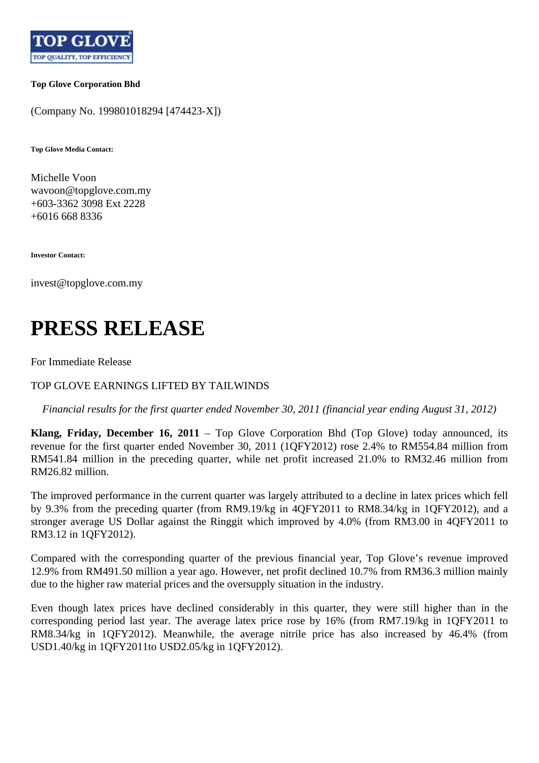TOP GLOVE

TOP QUALITY, TOP EFFICIENCY

**Top Glove Corporation Bhd**

(Company No. 199801018294 [474423-X])

**Top Glove Media Contact:**

Michelle Voon
wavoon@topglove.com.my
+603-3362 3098 Ext 2228
+6016 668 8336

**Investor Contact:**

invest@topglove.com.my

# PRESS RELEASE

For Immediate Release

TOP GLOVE EARNINGS LIFTED BY TAILWINDS

*Financial results for the first quarter ended November 30, 2011 (financial year ending August 31, 2012)*

**Klang, Friday, December 16, 2011** – Top Glove Corporation Bhd (Top Glove) today announced, its revenue for the first quarter ended November 30, 2011 (1QFY2012) rose 2.4% to RM554.84 million from RM541.84 million in the preceding quarter, while net profit increased 21.0% to RM32.46 million from RM26.82 million.

The improved performance in the current quarter was largely attributed to a decline in latex prices which fell by 9.3% from the preceding quarter (from RM9.19/kg in 4QFY2011 to RM8.34/kg in 1QFY2012), and a stronger average US Dollar against the Ringgit which improved by 4.0% (from RM3.00 in 4QFY2011 to RM3.12 in 1QFY2012).

Compared with the corresponding quarter of the previous financial year, Top Glove's revenue improved 12.9% from RM491.50 million a year ago. However, net profit declined 10.7% from RM36.3 million mainly due to the higher raw material prices and the oversupply situation in the industry.

Even though latex prices have declined considerably in this quarter, they were still higher than in the corresponding period last year. The average latex price rose by 16% (from RM7.19/kg in 1QFY2011 to RM8.34/kg in 1QFY2012). Meanwhile, the average nitrile price has also increased by 46.4% (from USD1.40/kg in 1QFY2011to USD2.05/kg in 1QFY2012).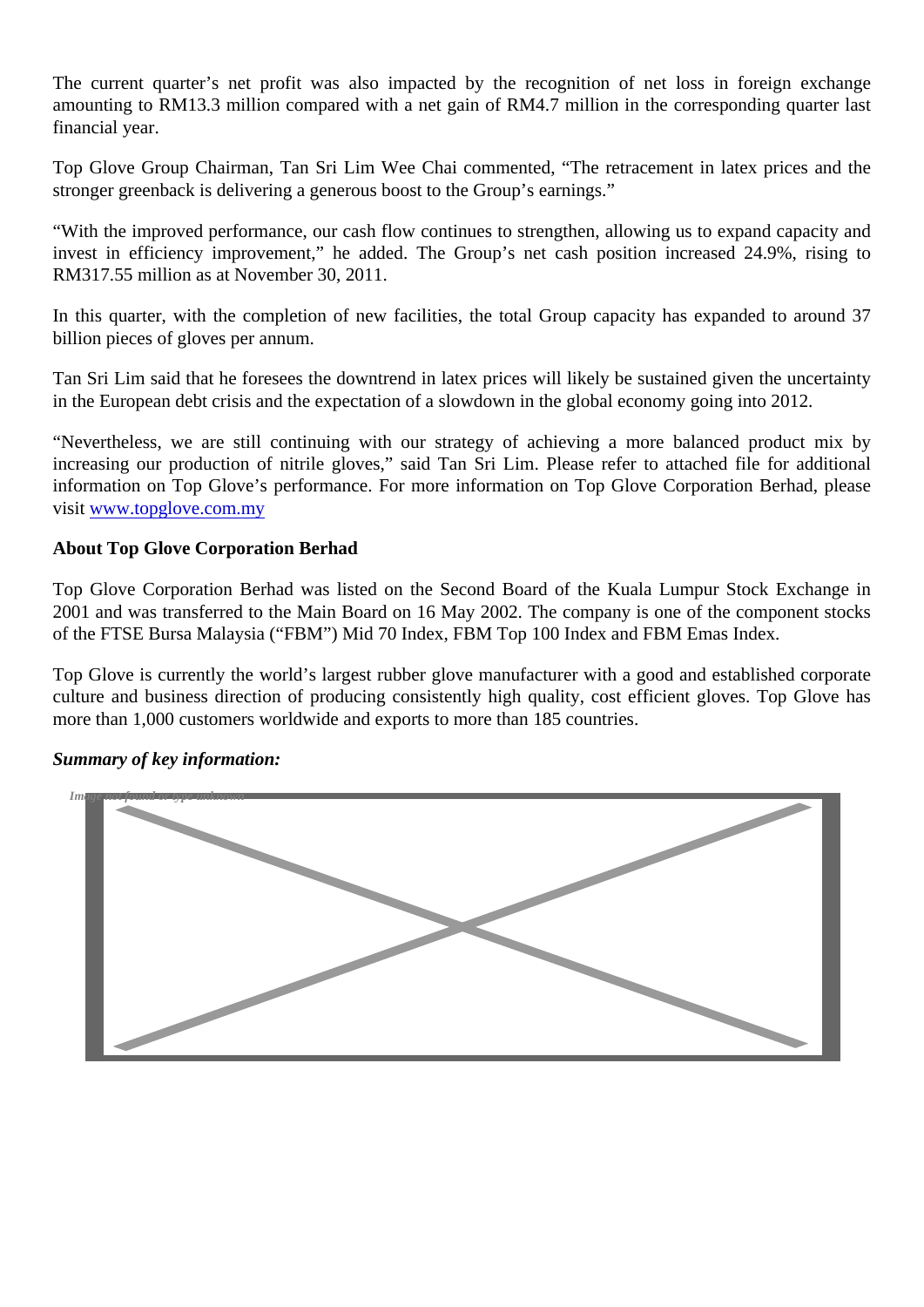The current quarter's net profit was also impacted by the recognition of net loss in foreign exchange amounting to RM13.3 million compared with a net gain of RM4.7 million in the corresponding quarter last financial year.

Top Glove Group Chairman, Tan Sri Lim Wee Chai commented, "The retracement in latex prices and the stronger greenback is delivering a generous boost to the Group's earnings."

"With the improved performance, our cash flow continues to strengthen, allowing us to expand capacity and invest in efficiency improvement," he added. The Group's net cash position increased 24.9%, rising to RM317.55 million as at November 30, 2011.

In this quarter, with the completion of new facilities, the total Group capacity has expanded to around 37 billion pieces of gloves per annum.

Tan Sri Lim said that he foresees the downtrend in latex prices will likely be sustained given the uncertainty in the European debt crisis and the expectation of a slowdown in the global economy going into 2012.

"Nevertheless, we are still continuing with our strategy of achieving a more balanced product mix by increasing our production of nitrile gloves," said Tan Sri Lim. Please refer to attached file for additional information on Top Glove's performance. For more information on Top Glove Corporation Berhad, please visit www.topglove.com.my

**About Top Glove Corporation Berhad**

Top Glove Corporation Berhad was listed on the Second Board of the Kuala Lumpur Stock Exchange in 2001 and was transferred to the Main Board on 16 May 2002. The company is one of the component stocks of the FTSE Bursa Malaysia ("FBM") Mid 70 Index, FBM Top 100 Index and FBM Emas Index.

Top Glove is currently the world's largest rubber glove manufacturer with a good and established corporate culture and business direction of producing consistently high quality, cost efficient gloves. Top Glove has more than 1,000 customers worldwide and exports to more than 185 countries.

***Summary of key information:***